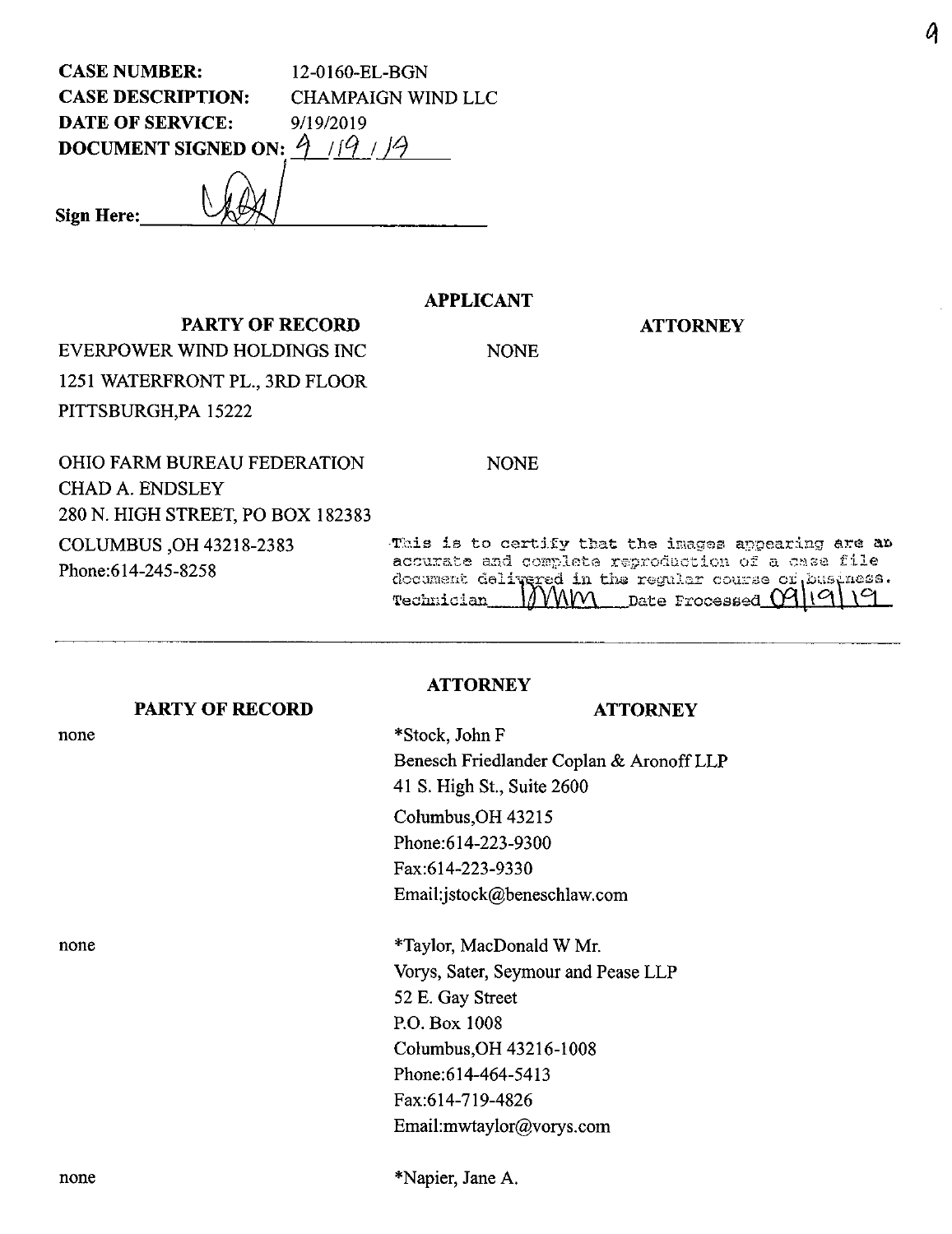**CASE NUMBER:** 12-0160-EL-BGN
**CASE DESCRIPTION:** CHAMPAIGN WIND LLC
**DATE OF SERVICE:** 9/19/2019
**DOCUMENT SIGNED ON:** 9 / 19 / 19

**Sign Here:** ____________________

**APPLICANT**

| PARTY OF RECORD | ATTORNEY |
|---|---|
| EVERPOWER WIND HOLDINGS INC<br>1251 WATERFRONT PL., 3RD FLOOR<br>PITTSBURGH,PA 15222 | NONE |
| OHIO FARM BUREAU FEDERATION<br>CHAD A. ENDSLEY<br>280 N. HIGH STREET, PO BOX 182383<br>COLUMBUS ,OH 43218-2383<br>Phone:614-245-8258 | NONE |

This is to certify that the images appearing are an accurate and complete reproduction of a case file document delivered in the regular course of business. Technician MMM Date Processed 09/19/19

**ATTORNEY**

| PARTY OF RECORD | ATTORNEY |
|---|---|
| none | *Stock, John F<br>Benesch Friedlander Coplan & Aronoff LLP<br>41 S. High St., Suite 2600<br>Columbus,OH 43215<br>Phone:614-223-9300<br>Fax:614-223-9330<br>Email:jstock@beneschlaw.com |
| none | *Taylor, MacDonald W Mr.<br>Vorys, Sater, Seymour and Pease LLP<br>52 E. Gay Street<br>P.O. Box 1008<br>Columbus,OH 43216-1008<br>Phone:614-464-5413<br>Fax:614-719-4826<br>Email:mwtaylor@vorys.com |
| none | *Napier, Jane A. |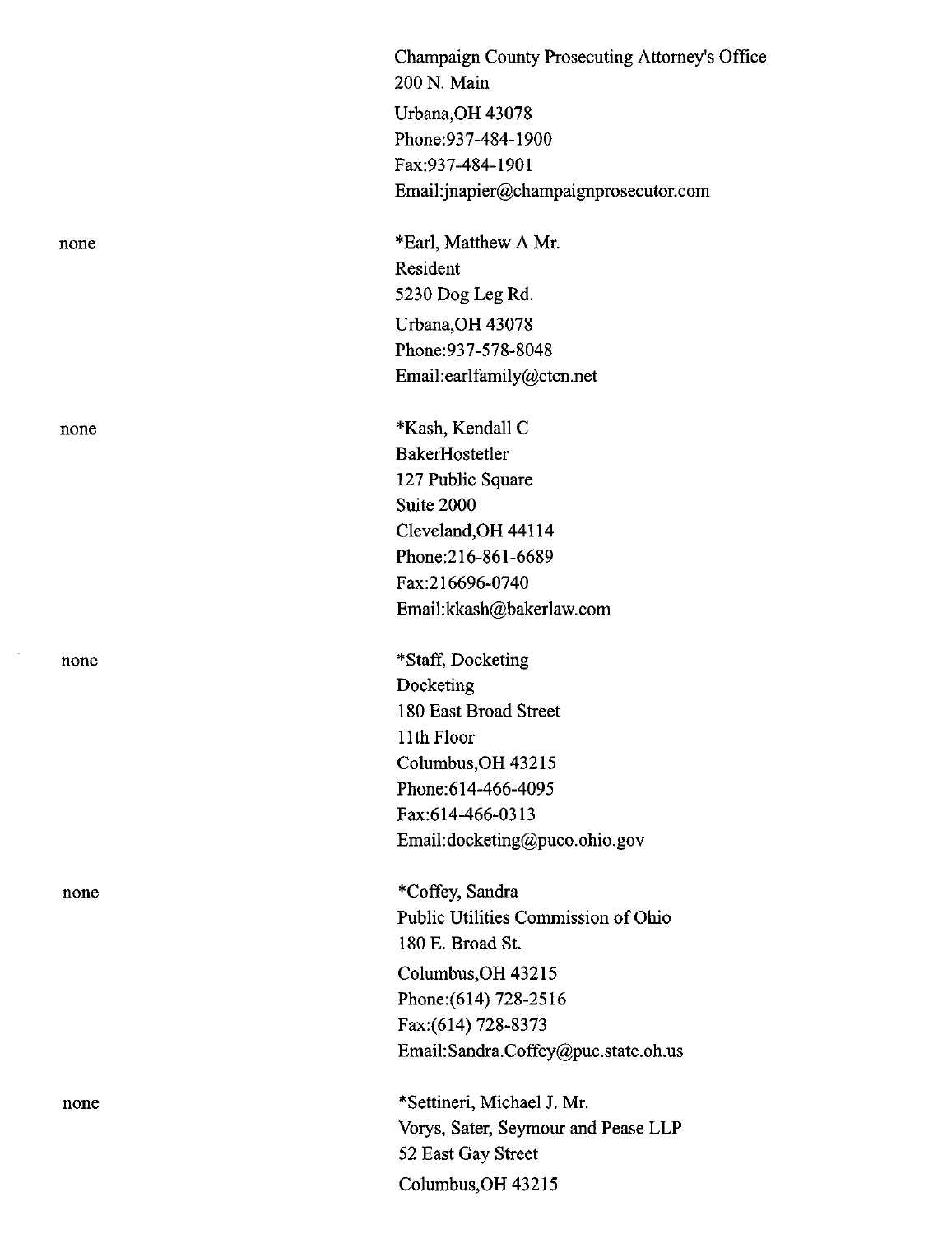Champaign County Prosecuting Attorney's Office
200 N. Main
Urbana,OH 43078
Phone:937-484-1900
Fax:937-484-1901
Email:jnapier@champaignprosecutor.com

none

*Earl, Matthew A Mr.
Resident
5230 Dog Leg Rd.
Urbana,OH 43078
Phone:937-578-8048
Email:earlfamily@ctcn.net

none

*Kash, Kendall C
BakerHostetler
127 Public Square
Suite 2000
Cleveland,OH 44114
Phone:216-861-6689
Fax:216696-0740
Email:kkash@bakerlaw.com

none

*Staff, Docketing
Docketing
180 East Broad Street
11th Floor
Columbus,OH 43215
Phone:614-466-4095
Fax:614-466-0313
Email:docketing@puco.ohio.gov

none

*Coffey, Sandra
Public Utilities Commission of Ohio
180 E. Broad St.
Columbus,OH 43215
Phone:(614) 728-2516
Fax:(614) 728-8373
Email:Sandra.Coffey@puc.state.oh.us

none

*Settineri, Michael J. Mr.
Vorys, Sater, Seymour and Pease LLP
52 East Gay Street
Columbus,OH 43215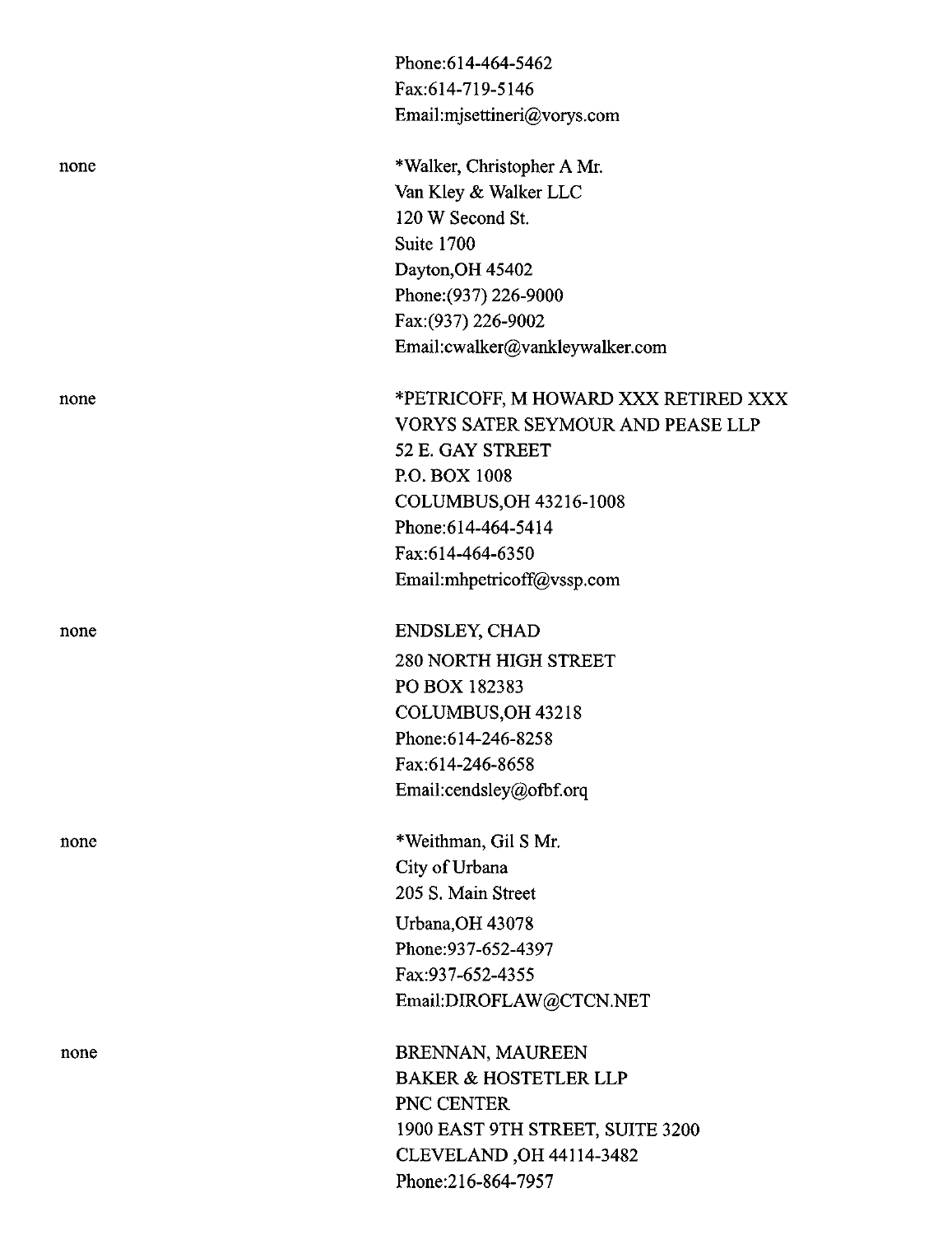Phone:614-464-5462
Fax:614-719-5146
Email:mjsettineri@vorys.com

none

*Walker, Christopher A Mr.
Van Kley & Walker LLC
120 W Second St.
Suite 1700
Dayton,OH 45402
Phone:(937) 226-9000
Fax:(937) 226-9002
Email:cwalker@vankleywalker.com

none

*PETRICOFF, M HOWARD XXX RETIRED XXX
VORYS SATER SEYMOUR AND PEASE LLP
52 E. GAY STREET
P.O. BOX 1008
COLUMBUS,OH 43216-1008
Phone:614-464-5414
Fax:614-464-6350
Email:mhpetricoff@vssp.com

none

ENDSLEY, CHAD
280 NORTH HIGH STREET
PO BOX 182383
COLUMBUS,OH 43218
Phone:614-246-8258
Fax:614-246-8658
Email:cendsley@ofbf.orq

none

*Weithman, Gil S Mr.
City of Urbana
205 S. Main Street
Urbana,OH 43078
Phone:937-652-4397
Fax:937-652-4355
Email:DIROFLAW@CTCN.NET

none

BRENNAN, MAUREEN
BAKER & HOSTETLER LLP
PNC CENTER
1900 EAST 9TH STREET, SUITE 3200
CLEVELAND ,OH 44114-3482
Phone:216-864-7957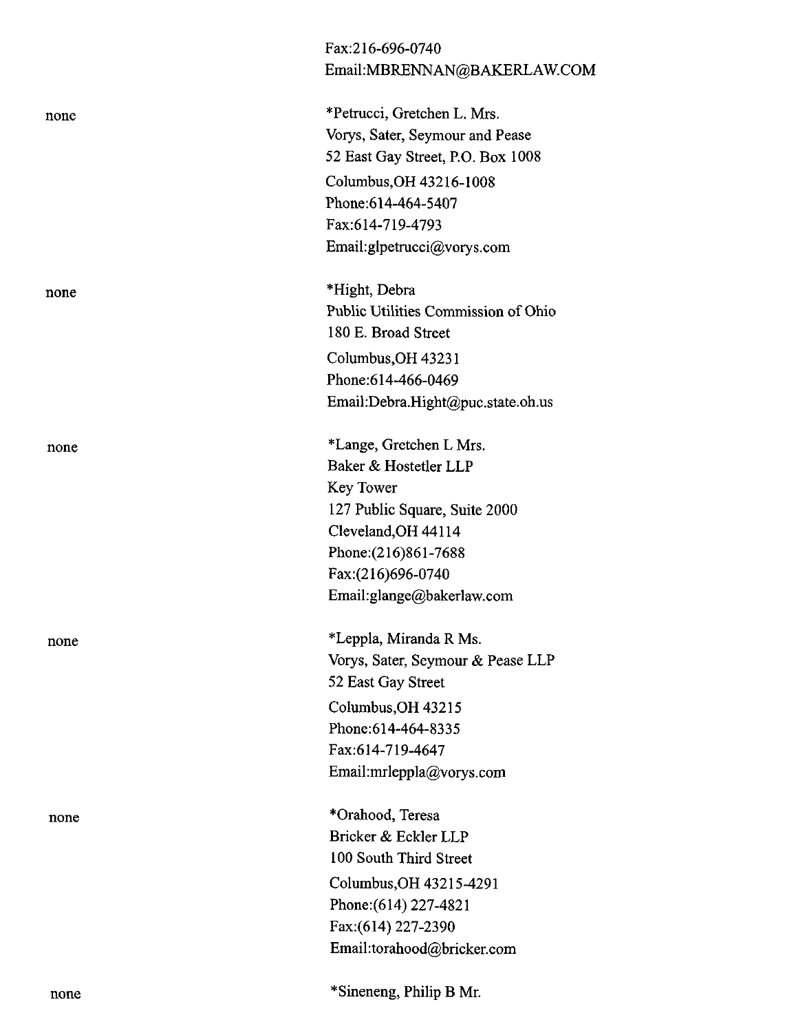Fax:216-696-0740
Email:MBRENNAN@BAKERLAW.COM

none

*Petrucci, Gretchen L. Mrs.
Vorys, Sater, Seymour and Pease
52 East Gay Street, P.O. Box 1008
Columbus,OH 43216-1008
Phone:614-464-5407
Fax:614-719-4793
Email:glpetrucci@vorys.com

none

*Hight, Debra
Public Utilities Commission of Ohio
180 E. Broad Street
Columbus,OH 43231
Phone:614-466-0469
Email:Debra.Hight@puc.state.oh.us

none

*Lange, Gretchen L Mrs.
Baker & Hostetler LLP
Key Tower
127 Public Square, Suite 2000
Cleveland,OH 44114
Phone:(216)861-7688
Fax:(216)696-0740
Email:glange@bakerlaw.com

none

*Leppla, Miranda R Ms.
Vorys, Sater, Seymour & Pease LLP
52 East Gay Street
Columbus,OH 43215
Phone:614-464-8335
Fax:614-719-4647
Email:mrleppla@vorys.com

none

*Orahood, Teresa
Bricker & Eckler LLP
100 South Third Street
Columbus,OH 43215-4291
Phone:(614) 227-4821
Fax:(614) 227-2390
Email:torahood@bricker.com

none

*Sineneng, Philip B Mr.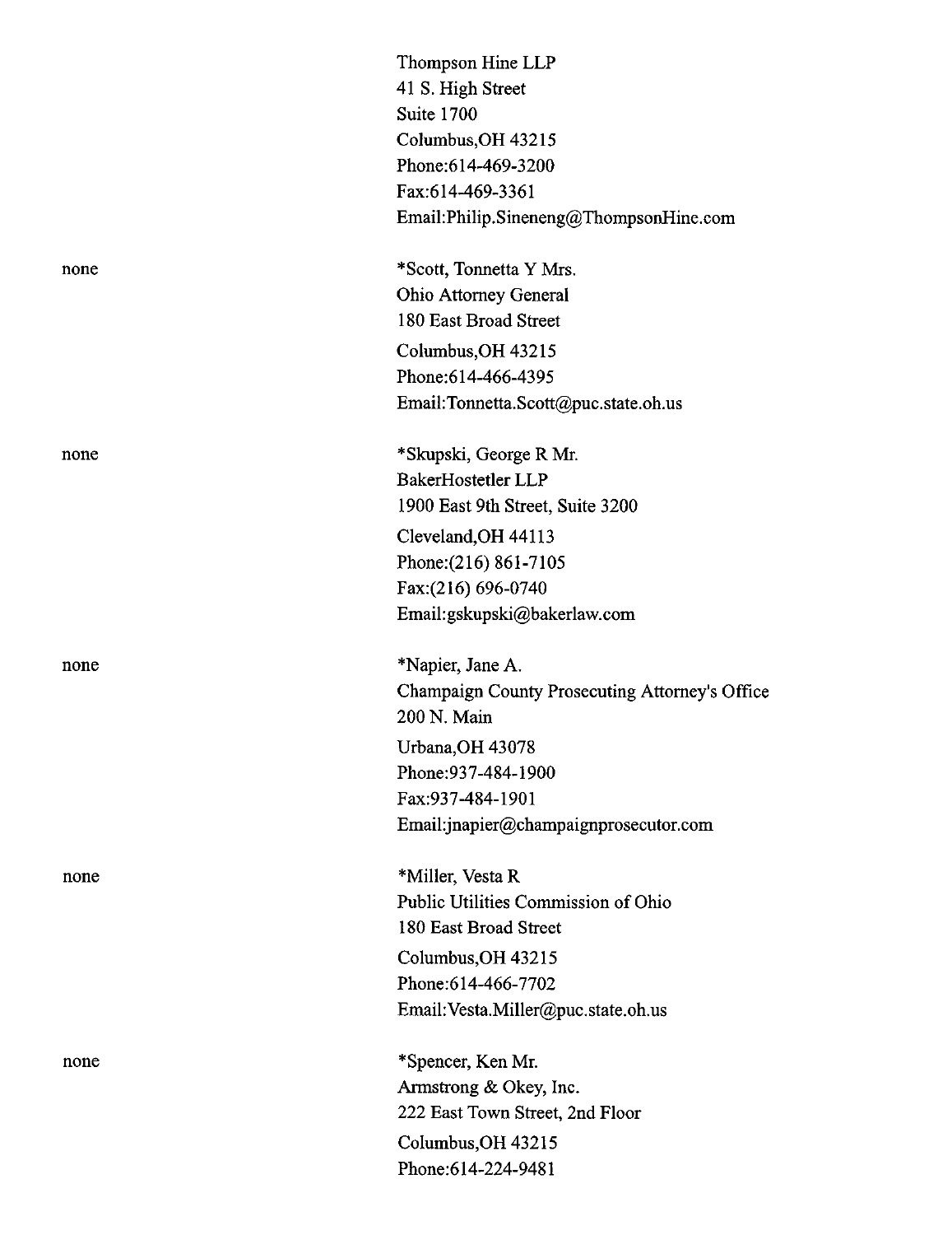Thompson Hine LLP
41 S. High Street
Suite 1700
Columbus,OH 43215
Phone:614-469-3200
Fax:614-469-3361
Email:Philip.Sineneng@ThompsonHine.com

none

*Scott, Tonnetta Y Mrs.
Ohio Attorney General
180 East Broad Street
Columbus,OH 43215
Phone:614-466-4395
Email:Tonnetta.Scott@puc.state.oh.us

none

*Skupski, George R Mr.
BakerHostetler LLP
1900 East 9th Street, Suite 3200
Cleveland,OH 44113
Phone:(216) 861-7105
Fax:(216) 696-0740
Email:gskupski@bakerlaw.com

none

*Napier, Jane A.
Champaign County Prosecuting Attorney's Office
200 N. Main
Urbana,OH 43078
Phone:937-484-1900
Fax:937-484-1901
Email:jnapier@champaignprosecutor.com

none

*Miller, Vesta R
Public Utilities Commission of Ohio
180 East Broad Street
Columbus,OH 43215
Phone:614-466-7702
Email:Vesta.Miller@puc.state.oh.us

none

*Spencer, Ken Mr.
Armstrong & Okey, Inc.
222 East Town Street, 2nd Floor
Columbus,OH 43215
Phone:614-224-9481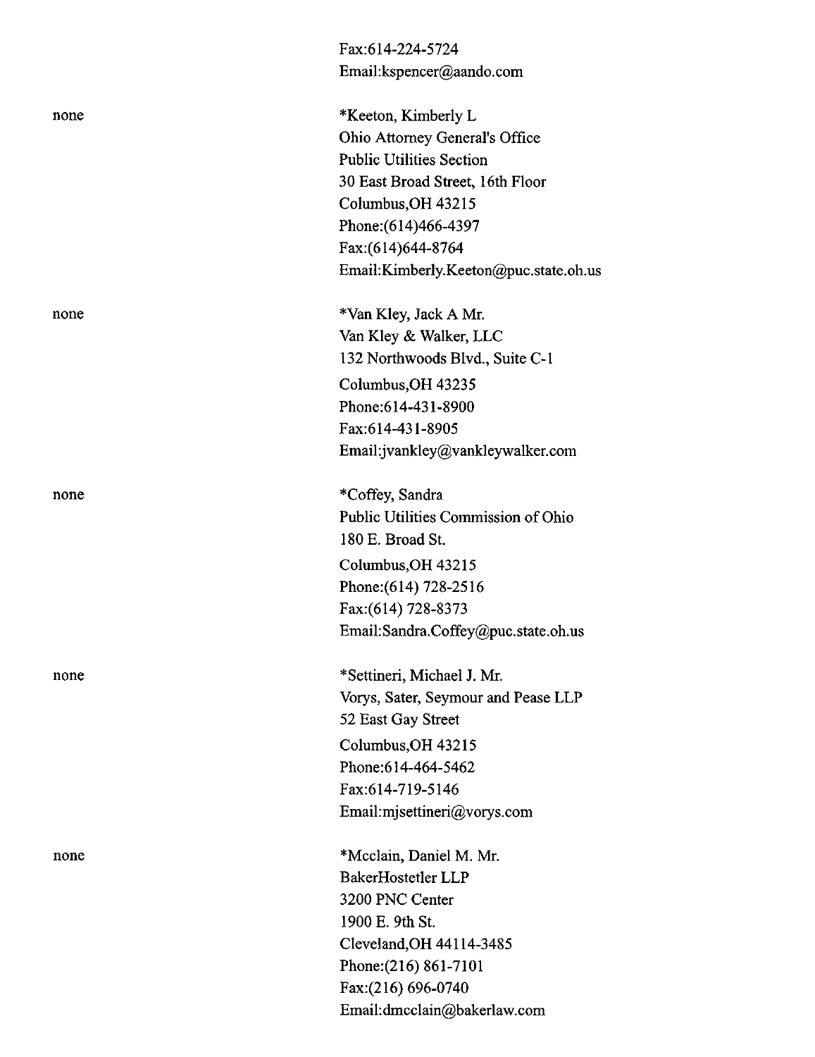Fax:614-224-5724
Email:kspencer@aando.com

none

*Keeton, Kimberly L
Ohio Attorney General's Office
Public Utilities Section
30 East Broad Street, 16th Floor
Columbus,OH 43215
Phone:(614)466-4397
Fax:(614)644-8764
Email:Kimberly.Keeton@puc.state.oh.us

none

*Van Kley, Jack A Mr.
Van Kley & Walker, LLC
132 Northwoods Blvd., Suite C-1
Columbus,OH 43235
Phone:614-431-8900
Fax:614-431-8905
Email:jvankley@vankleywalker.com

none

*Coffey, Sandra
Public Utilities Commission of Ohio
180 E. Broad St.
Columbus,OH 43215
Phone:(614) 728-2516
Fax:(614) 728-8373
Email:Sandra.Coffey@puc.state.oh.us

none

*Settineri, Michael J. Mr.
Vorys, Sater, Seymour and Pease LLP
52 East Gay Street
Columbus,OH 43215
Phone:614-464-5462
Fax:614-719-5146
Email:mjsettineri@vorys.com

none

*Mcclain, Daniel M. Mr.
BakerHostetler LLP
3200 PNC Center
1900 E. 9th St.
Cleveland,OH 44114-3485
Phone:(216) 861-7101
Fax:(216) 696-0740
Email:dmcclain@bakerlaw.com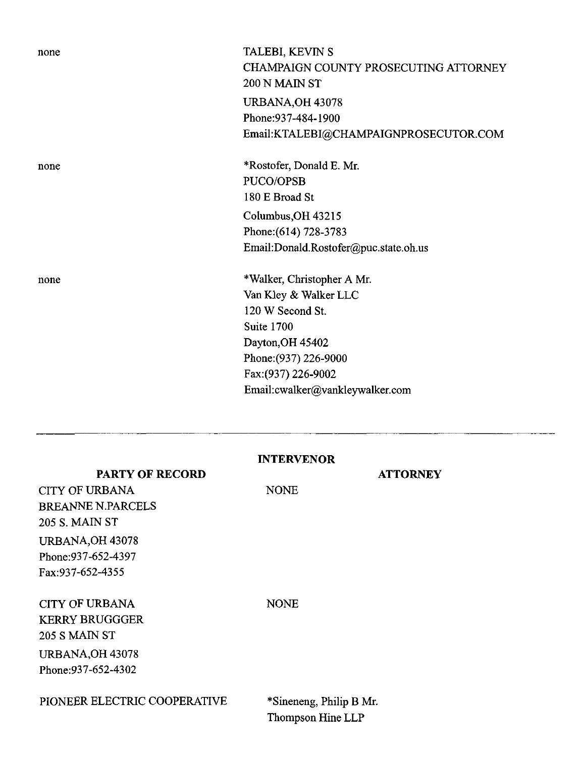| | |
|---|---|
| none | TALEBI, KEVIN S<br>CHAMPAIGN COUNTY PROSECUTING ATTORNEY<br>200 N MAIN ST<br>URBANA,OH 43078<br>Phone:937-484-1900<br>Email:KTALEBI@CHAMPAIGNPROSECUTOR.COM |
| none | *Rostofer, Donald E. Mr.<br>PUCO/OPSB<br>180 E Broad St<br>Columbus,OH 43215<br>Phone:(614) 728-3783<br>Email:Donald.Rostofer@puc.state.oh.us |
| none | *Walker, Christopher A Mr.<br>Van Kley & Walker LLC<br>120 W Second St.<br>Suite 1700<br>Dayton,OH 45402<br>Phone:(937) 226-9000<br>Fax:(937) 226-9002<br>Email:cwalker@vankleywalker.com |

---

**INTERVENOR**

| PARTY OF RECORD | ATTORNEY |
|---|---|
| CITY OF URBANA<br>BREANNE N.PARCELS<br>205 S. MAIN ST<br>URBANA,OH 43078<br>Phone:937-652-4397<br>Fax:937-652-4355 | NONE |
| CITY OF URBANA<br>KERRY BRUGGGER<br>205 S MAIN ST<br>URBANA,OH 43078<br>Phone:937-652-4302 | NONE |
| PIONEER ELECTRIC COOPERATIVE | *Sineneng, Philip B Mr.<br>Thompson Hine LLP |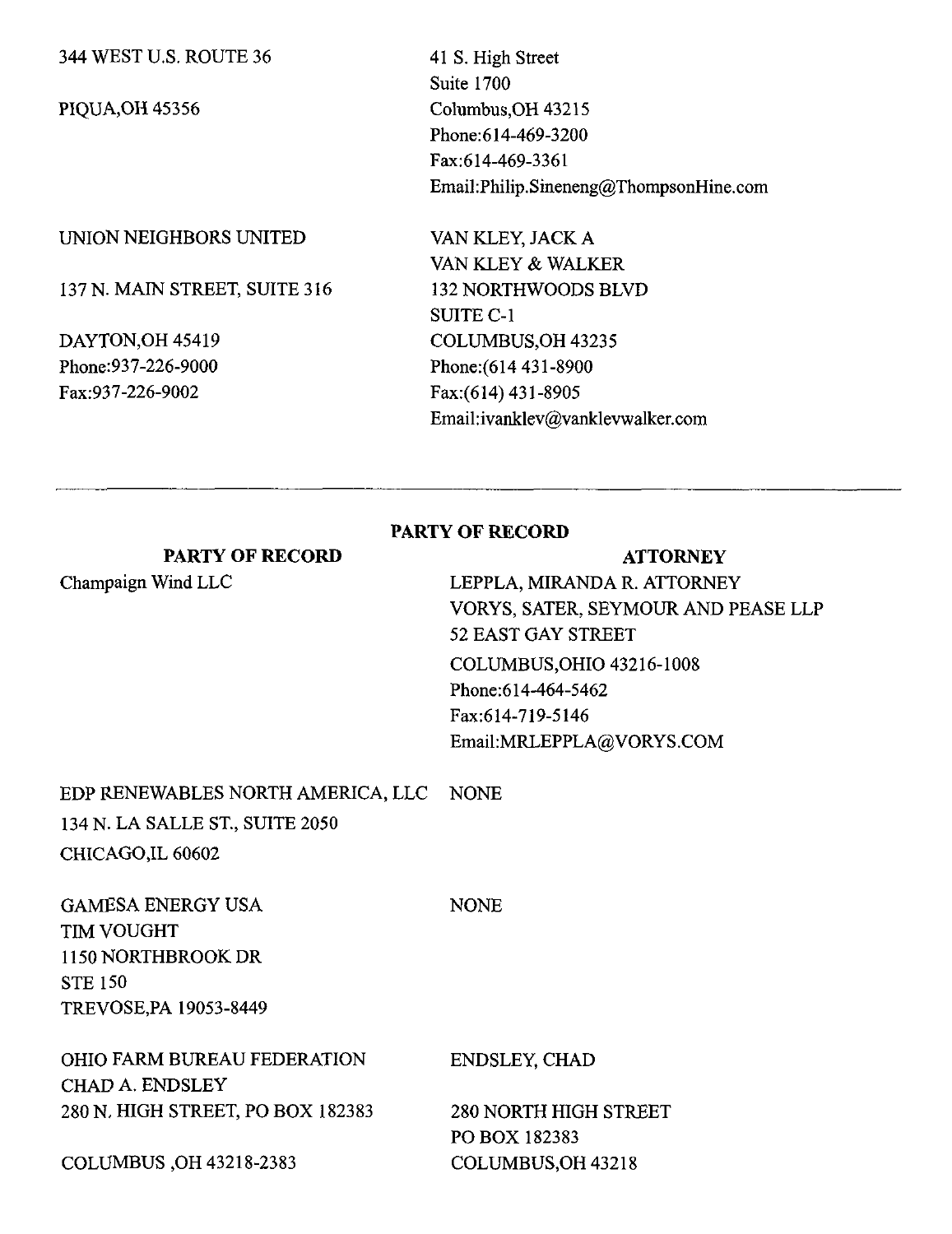| | |
|---|---|
| 344 WEST U.S. ROUTE 36<br><br>PIQUA,OH 45356 | 41 S. High Street<br>Suite 1700<br>Columbus,OH 43215<br>Phone:614-469-3200<br>Fax:614-469-3361<br>Email:Philip.Sineneng@ThompsonHine.com |
| UNION NEIGHBORS UNITED<br><br>137 N. MAIN STREET, SUITE 316<br><br>DAYTON,OH 45419<br>Phone:937-226-9000<br>Fax:937-226-9002 | VAN KLEY, JACK A<br>VAN KLEY & WALKER<br>132 NORTHWOODS BLVD<br>SUITE C-1<br>COLUMBUS,OH 43235<br>Phone:(614 431-8900<br>Fax:(614) 431-8905<br>Email:ivanklev@vanklevwalker.com |

---

**PARTY OF RECORD**

| PARTY OF RECORD | ATTORNEY |
|---|---|
| Champaign Wind LLC | LEPPLA, MIRANDA R. ATTORNEY<br>VORYS, SATER, SEYMOUR AND PEASE LLP<br>52 EAST GAY STREET<br>COLUMBUS,OHIO 43216-1008<br>Phone:614-464-5462<br>Fax:614-719-5146<br>Email:MRLEPPLA@VORYS.COM |
| EDP RENEWABLES NORTH AMERICA, LLC<br>134 N. LA SALLE ST., SUITE 2050<br>CHICAGO,IL 60602 | NONE |
| GAMESA ENERGY USA<br>TIM VOUGHT<br>1150 NORTHBROOK DR<br>STE 150<br>TREVOSE,PA 19053-8449 | NONE |
| OHIO FARM BUREAU FEDERATION<br>CHAD A. ENDSLEY<br>280 N. HIGH STREET, PO BOX 182383<br><br>COLUMBUS ,OH 43218-2383 | ENDSLEY, CHAD<br><br>280 NORTH HIGH STREET<br>PO BOX 182383<br>COLUMBUS,OH 43218 |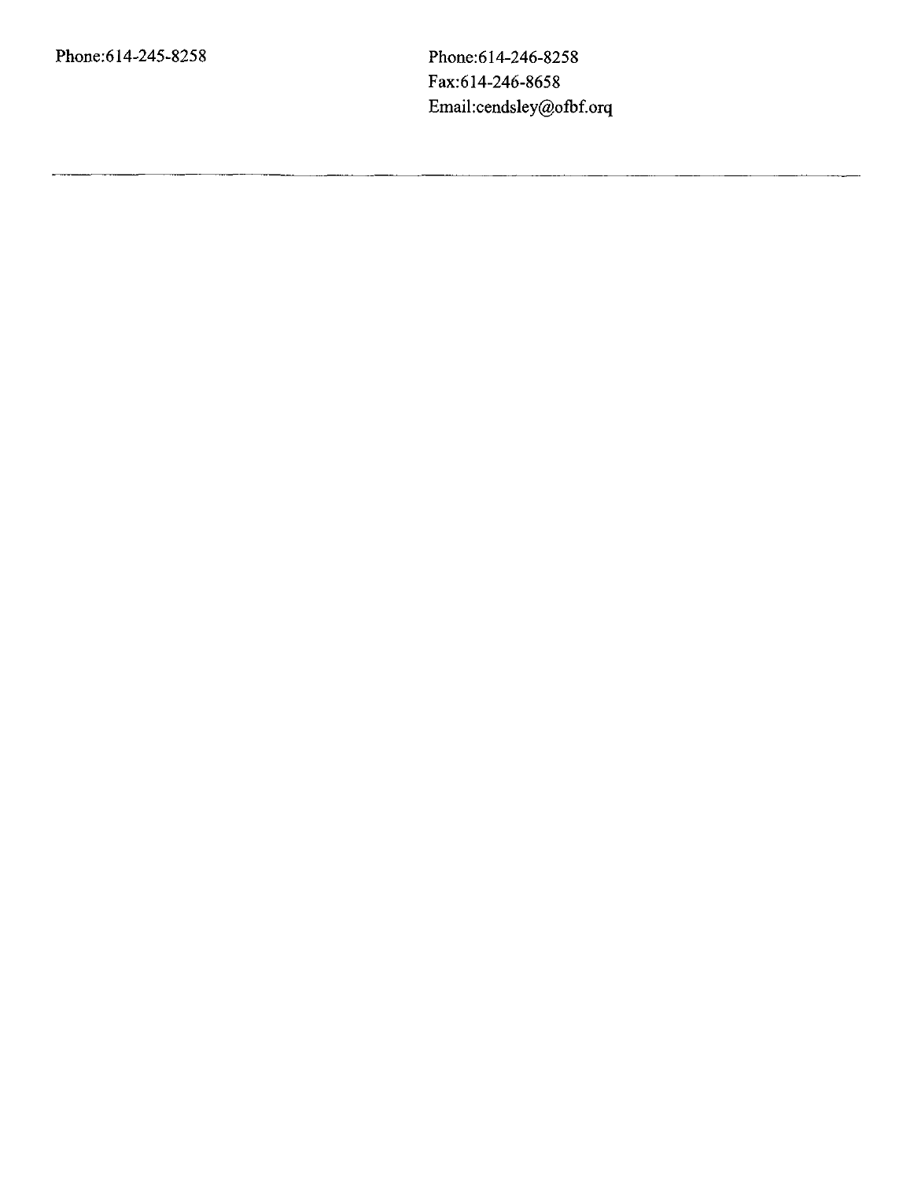Phone:614-245-8258

Phone:614-246-8258
Fax:614-246-8658
Email:cendsley@ofbf.orq

---